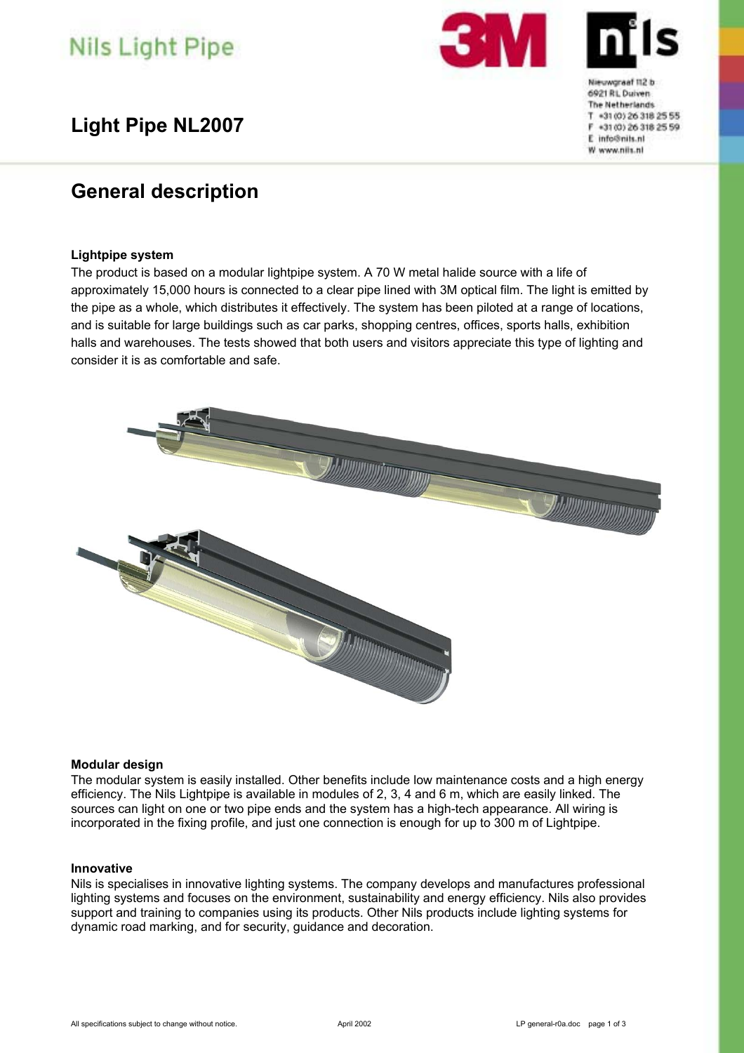Nils Light Pipe

Nieuwgraaf 112 b
6921 RL Duiven
The Netherlands
T +31 (0) 26 318 25 55
F +31 (0) 26 318 25 59
E info@nils.nl
W www.nils.nl

# Light Pipe NL2007

## General description

### Lightpipe system

The product is based on a modular lightpipe system. A 70 W metal halide source with a life of approximately 15,000 hours is connected to a clear pipe lined with 3M optical film. The light is emitted by the pipe as a whole, which distributes it effectively. The system has been piloted at a range of locations, and is suitable for large buildings such as car parks, shopping centres, offices, sports halls, exhibition halls and warehouses. The tests showed that both users and visitors appreciate this type of lighting and consider it is as comfortable and safe.

### Modular design

The modular system is easily installed. Other benefits include low maintenance costs and a high energy efficiency. The Nils Lightpipe is available in modules of 2, 3, 4 and 6 m, which are easily linked. The sources can light on one or two pipe ends and the system has a high-tech appearance. All wiring is incorporated in the fixing profile, and just one connection is enough for up to 300 m of Lightpipe.

### Innovative

Nils is specialises in innovative lighting systems. The company develops and manufactures professional lighting systems and focuses on the environment, sustainability and energy efficiency. Nils also provides support and training to companies using its products. Other Nils products include lighting systems for dynamic road marking, and for security, guidance and decoration.

All specifications subject to change without notice. April 2002 LP general-r0a.doc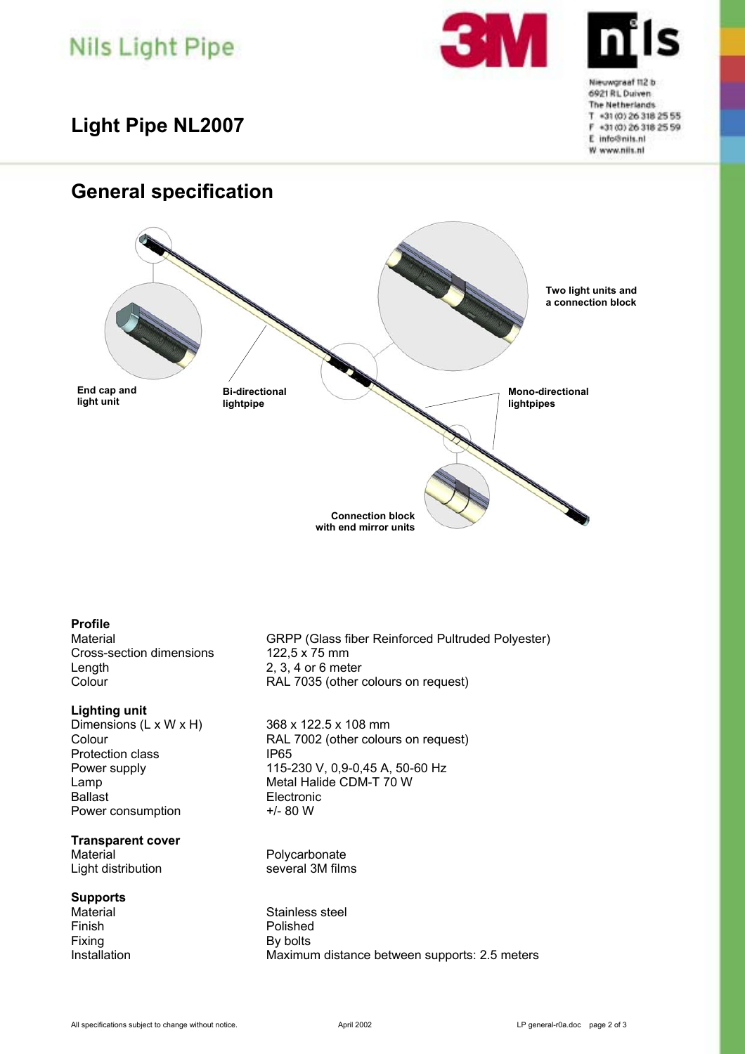# Nils Light Pipe

Nieuwgraaf 112 b
6921 RL Duiven
The Netherlands
T +31 (0) 26 318 25 55
F +31 (0) 26 318 25 59
E info@nils.nl
W www.nils.nl

## Light Pipe NL2007

## General specification

End cap and light unit

Bi-directional lightpipe

Two light units and a connection block

Mono-directional lightpipes

Connection block with end mirror units

### Profile

| | |
|---|---|
| Material | GRPP (Glass fiber Reinforced Pultruded Polyester) |
| Cross-section dimensions | 122,5 x 75 mm |
| Length | 2, 3, 4 or 6 meter |
| Colour | RAL 7035 (other colours on request) |

### Lighting unit

| | |
|---|---|
| Dimensions (L x W x H) | 368 x 122.5 x 108 mm |
| Colour | RAL 7002 (other colours on request) |
| Protection class | IP65 |
| Power supply | 115-230 V, 0,9-0,45 A, 50-60 Hz |
| Lamp | Metal Halide CDM-T 70 W |
| Ballast | Electronic |
| Power consumption | +/- 80 W |

### Transparent cover

| | |
|---|---|
| Material | Polycarbonate |
| Light distribution | several 3M films |

### Supports

| | |
|---|---|
| Material | Stainless steel |
| Finish | Polished |
| Fixing | By bolts |
| Installation | Maximum distance between supports: 2.5 meters |

All specifications subject to change without notice. April 2002 LP general-r0a.doc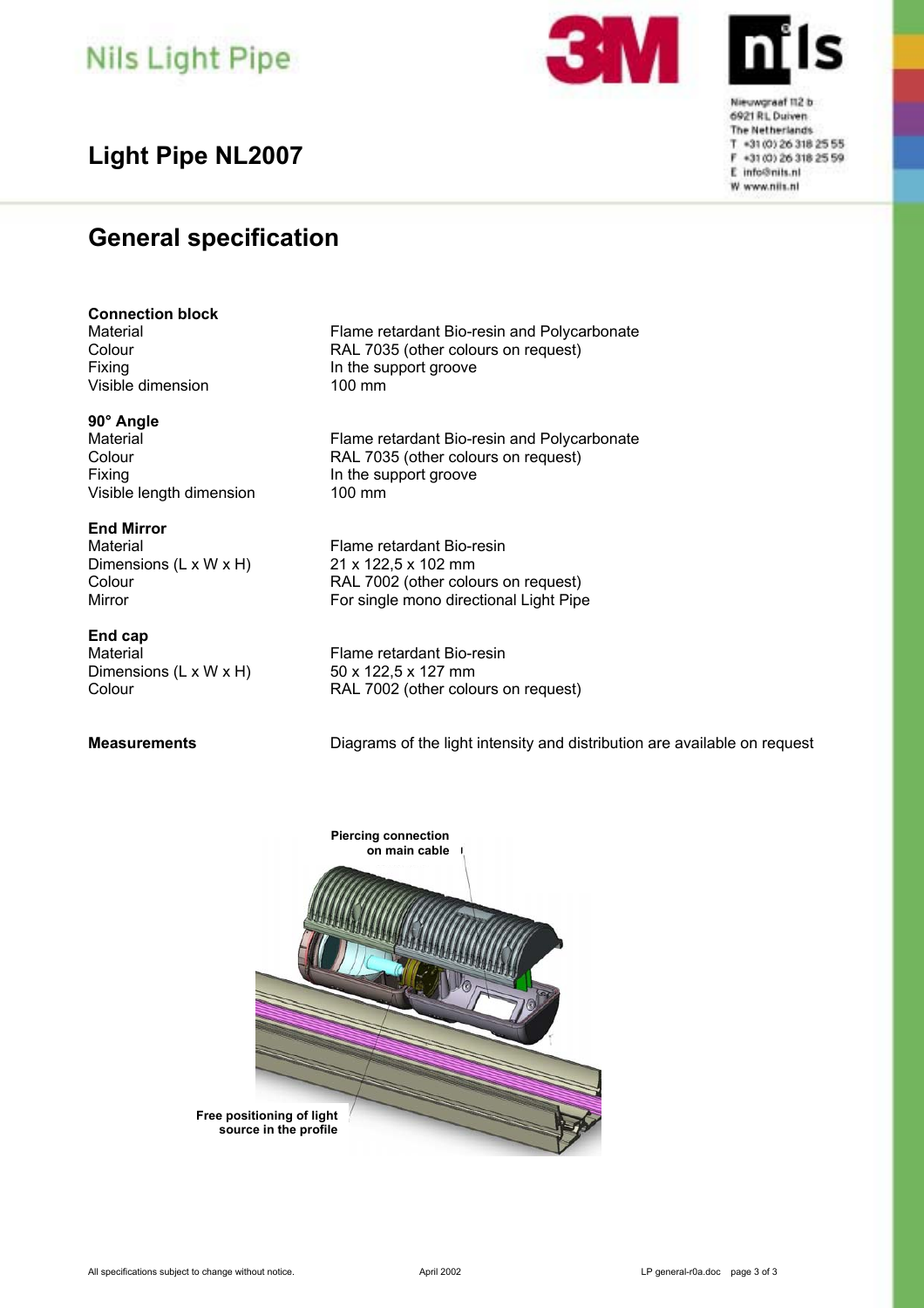Nils Light Pipe

Nieuwgraaf 112 b
6921 RL Duiven
The Netherlands
T +31 (0) 26 318 25 55
F +31 (0) 26 318 25 59
E info@nils.nl
W www.nils.nl

# Light Pipe NL2007

## General specification

**Connection block**

| | |
|---|---|
| Material | Flame retardant Bio-resin and Polycarbonate |
| Colour | RAL 7035 (other colours on request) |
| Fixing | In the support groove |
| Visible dimension | 100 mm |

**90° Angle**

| | |
|---|---|
| Material | Flame retardant Bio-resin and Polycarbonate |
| Colour | RAL 7035 (other colours on request) |
| Fixing | In the support groove |
| Visible length dimension | 100 mm |

**End Mirror**

| | |
|---|---|
| Material | Flame retardant Bio-resin |
| Dimensions (L x W x H) | 21 x 122,5 x 102 mm |
| Colour | RAL 7002 (other colours on request) |
| Mirror | For single mono directional Light Pipe |

**End cap**

| | |
|---|---|
| Material | Flame retardant Bio-resin |
| Dimensions (L x W x H) | 50 x 122,5 x 127 mm |
| Colour | RAL 7002 (other colours on request) |

**Measurements** Diagrams of the light intensity and distribution are available on request

Piercing connection on main cable

Free positioning of light source in the profile

All specifications subject to change without notice. April 2002 LP general-r0a.doc